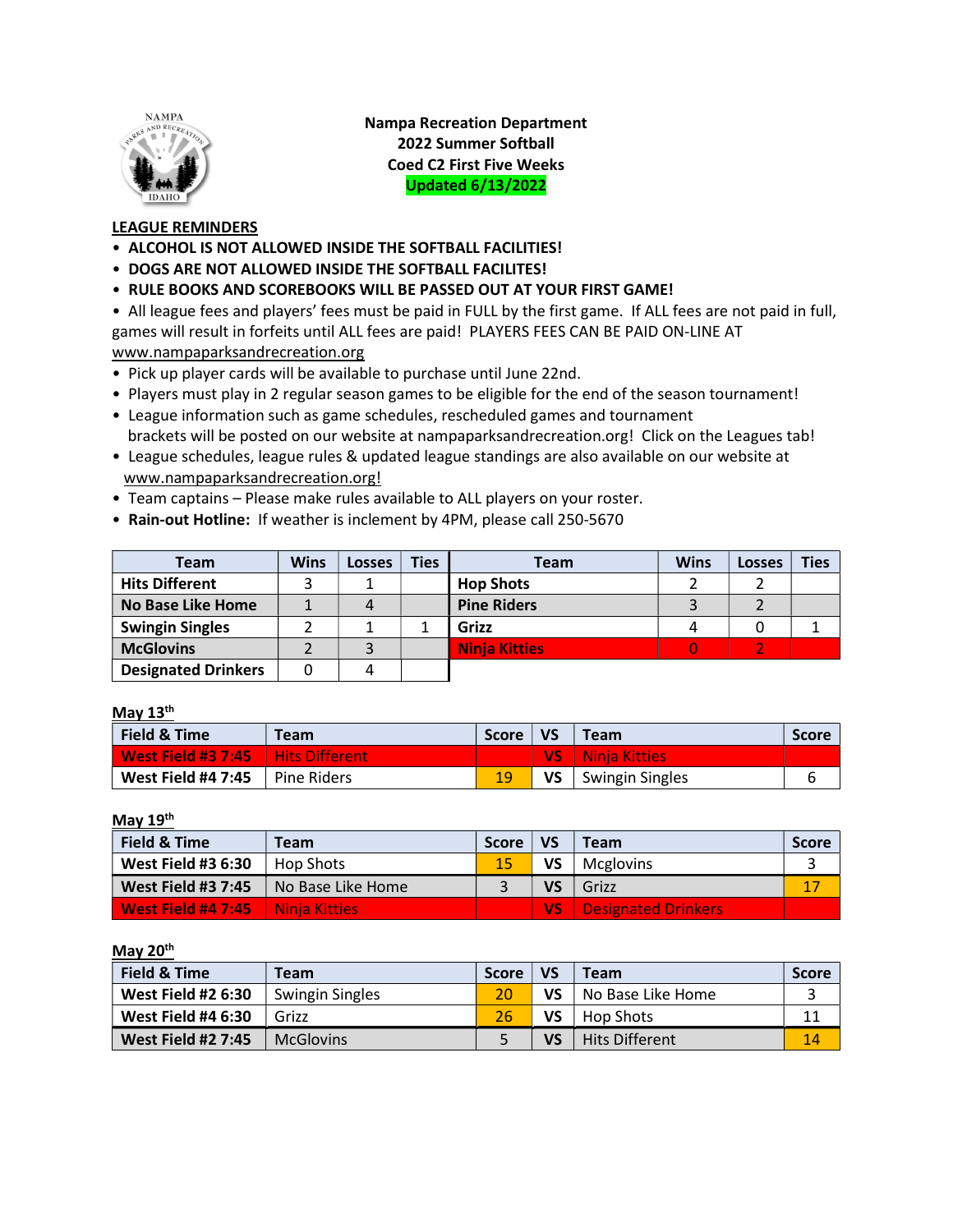# Nampa Recreation Department
## 2022 Summer Softball
## Coed C2 First Five Weeks
**Updated 6/13/2022**

**LEAGUE REMINDERS**

- **ALCOHOL IS NOT ALLOWED INSIDE THE SOFTBALL FACILITIES!**
- **DOGS ARE NOT ALLOWED INSIDE THE SOFTBALL FACILITES!**
- **RULE BOOKS AND SCOREBOOKS WILL BE PASSED OUT AT YOUR FIRST GAME!**
- All league fees and players' fees must be paid in FULL by the first game. If ALL fees are not paid in full, games will result in forfeits until ALL fees are paid! PLAYERS FEES CAN BE PAID ON-LINE AT www.nampaparksandrecreation.org
- Pick up player cards will be available to purchase until June 22nd.
- Players must play in 2 regular season games to be eligible for the end of the season tournament!
- League information such as game schedules, rescheduled games and tournament brackets will be posted on our website at nampaparksandrecreation.org! Click on the Leagues tab!
- League schedules, league rules & updated league standings are also available on our website at www.nampaparksandrecreation.org!
- Team captains – Please make rules available to ALL players on your roster.
- **Rain-out Hotline:** If weather is inclement by 4PM, please call 250-5670

| Team | Wins | Losses | Ties | Team | Wins | Losses | Ties |
|---|---|---|---|---|---|---|---|
| **Hits Different** | 3 | 1 | | **Hop Shots** | 2 | 2 | |
| **No Base Like Home** | 1 | 4 | | **Pine Riders** | 3 | 2 | |
| **Swingin Singles** | 2 | 1 | 1 | **Grizz** | 4 | 0 | 1 |
| **McGlovins** | 2 | 3 | | **Ninja Kitties** | 0 | 2 | |
| **Designated Drinkers** | 0 | 4 | | | | | |

**May 13th**

| Field & Time | Team | Score | VS | Team | Score |
|---|---|---|---|---|---|
| **West Field #3 7:45** | Hits Different | | **VS** | Ninja Kitties | |
| **West Field #4 7:45** | Pine Riders | 19 | **VS** | Swingin Singles | 6 |

**May 19th**

| Field & Time | Team | Score | VS | Team | Score |
|---|---|---|---|---|---|
| **West Field #3 6:30** | Hop Shots | 15 | **VS** | Mcglovins | 3 |
| **West Field #3 7:45** | No Base Like Home | 3 | **VS** | Grizz | 17 |
| **West Field #4 7:45** | Ninja Kitties | | **VS** | Designated Drinkers | |

**May 20th**

| Field & Time | Team | Score | VS | Team | Score |
|---|---|---|---|---|---|
| **West Field #2 6:30** | Swingin Singles | 20 | **VS** | No Base Like Home | 3 |
| **West Field #4 6:30** | Grizz | 26 | **VS** | Hop Shots | 11 |
| **West Field #2 7:45** | McGlovins | 5 | **VS** | Hits Different | 14 |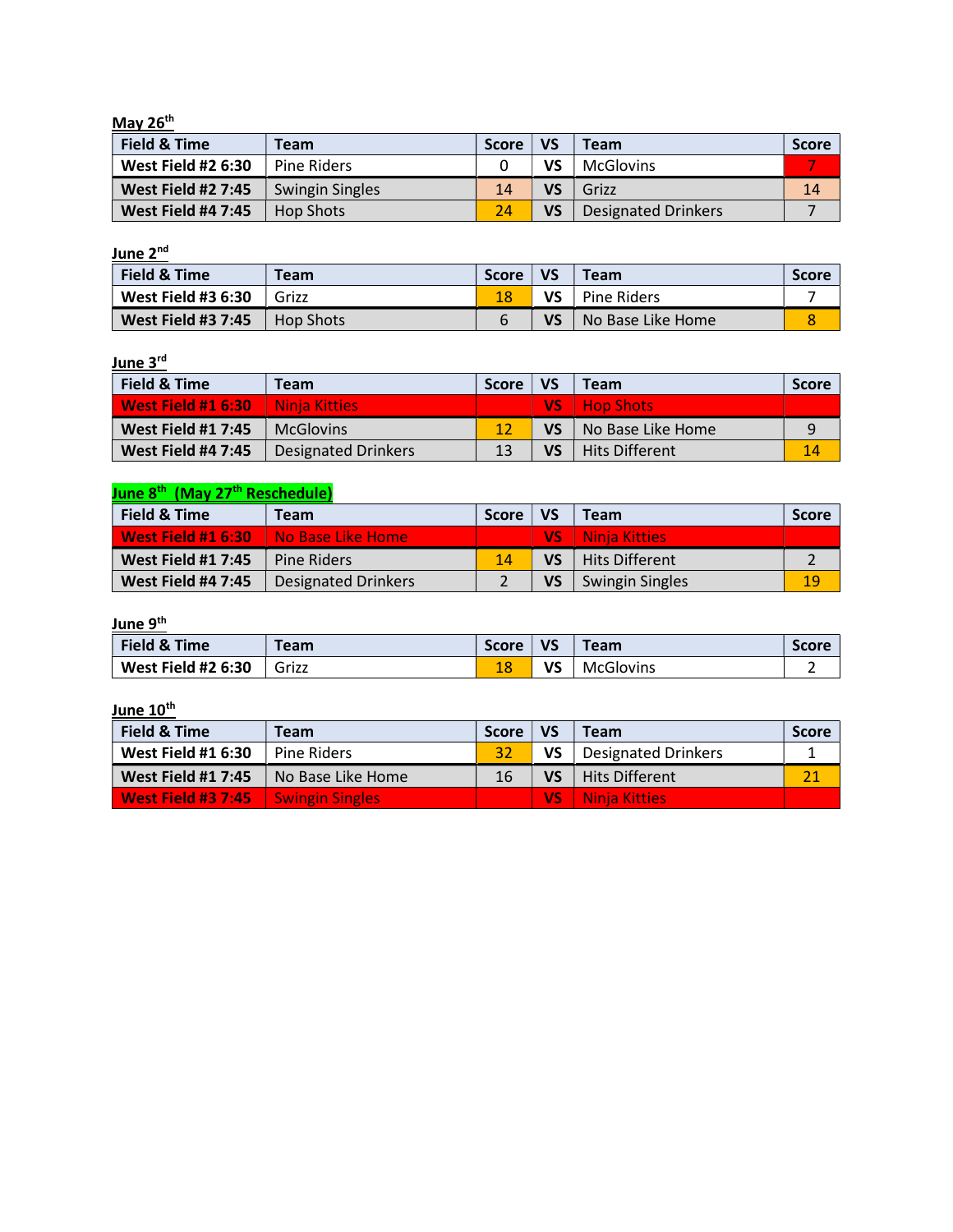**May 26th**

| Field & Time | Team | Score | VS | Team | Score |
|---|---|---|---|---|---|
| West Field #2 6:30 | Pine Riders | 0 | VS | McGlovins | 7 |
| West Field #2 7:45 | Swingin Singles | 14 | VS | Grizz | 14 |
| West Field #4 7:45 | Hop Shots | 24 | VS | Designated Drinkers | 7 |

**June 2nd**

| Field & Time | Team | Score | VS | Team | Score |
|---|---|---|---|---|---|
| West Field #3 6:30 | Grizz | 18 | VS | Pine Riders | 7 |
| West Field #3 7:45 | Hop Shots | 6 | VS | No Base Like Home | 8 |

**June 3rd**

| Field & Time | Team | Score | VS | Team | Score |
|---|---|---|---|---|---|
| West Field #1 6:30 | Ninja Kitties | | VS | Hop Shots | |
| West Field #1 7:45 | McGlovins | 12 | VS | No Base Like Home | 9 |
| West Field #4 7:45 | Designated Drinkers | 13 | VS | Hits Different | 14 |

**June 8th (May 27th Reschedule)**

| Field & Time | Team | Score | VS | Team | Score |
|---|---|---|---|---|---|
| West Field #1 6:30 | No Base Like Home | | VS | Ninja Kitties | |
| West Field #1 7:45 | Pine Riders | 14 | VS | Hits Different | 2 |
| West Field #4 7:45 | Designated Drinkers | 2 | VS | Swingin Singles | 19 |

**June 9th**

| Field & Time | Team | Score | VS | Team | Score |
|---|---|---|---|---|---|
| West Field #2 6:30 | Grizz | 18 | VS | McGlovins | 2 |

**June 10th**

| Field & Time | Team | Score | VS | Team | Score |
|---|---|---|---|---|---|
| West Field #1 6:30 | Pine Riders | 32 | VS | Designated Drinkers | 1 |
| West Field #1 7:45 | No Base Like Home | 16 | VS | Hits Different | 21 |
| West Field #3 7:45 | Swingin Singles | | VS | Ninja Kitties | |